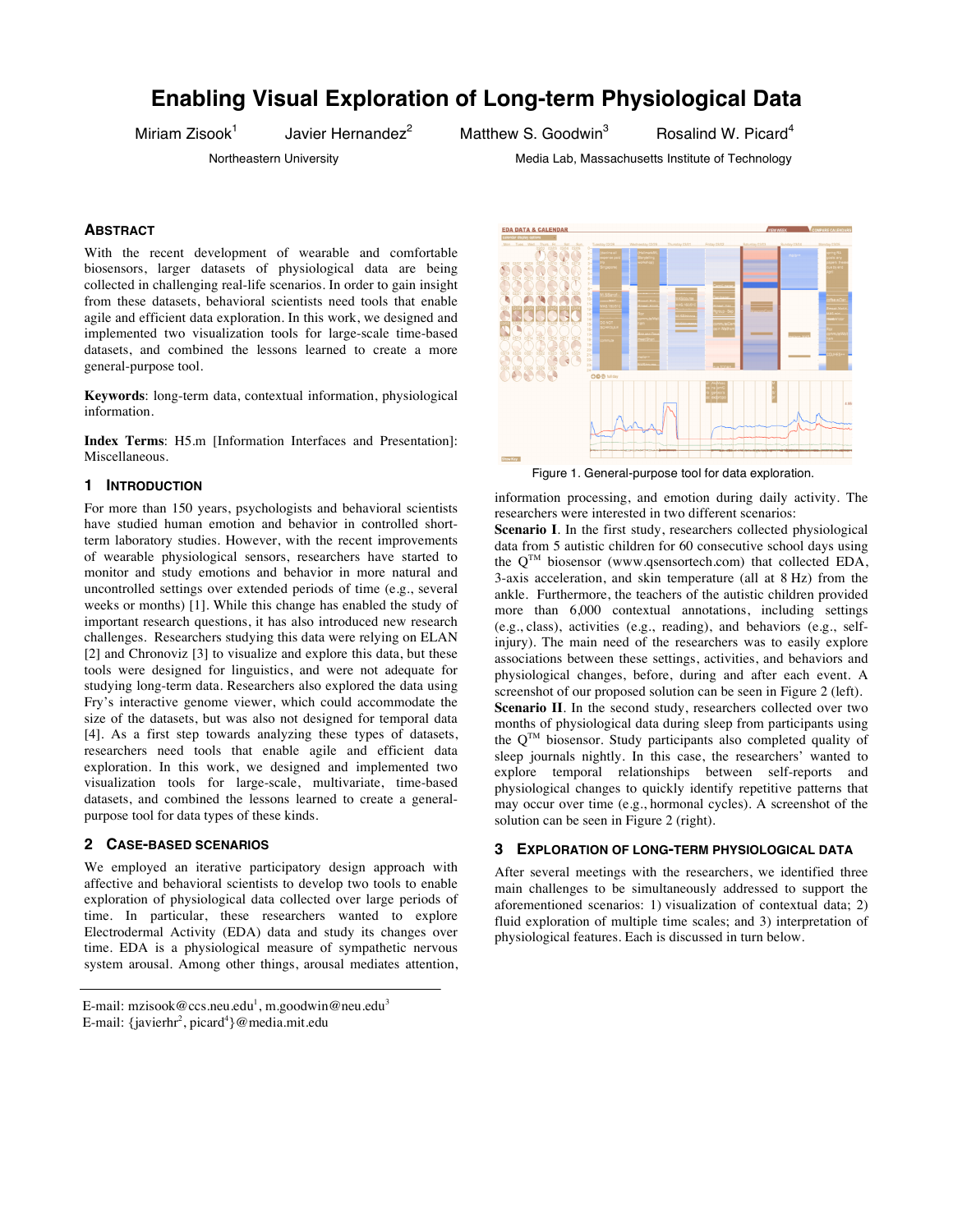# Enabling Visual Exploration of Long-term Physiological Data

Miriam Zisook[1] Javier Hernandez[2] Matthew S. Goodwin[3] Rosalind W. Picard[4]

Northeastern University Media Lab, Massachusetts Institute of Technology

## ABSTRACT

With the recent development of wearable and comfortable biosensors, larger datasets of physiological data are being collected in challenging real-life scenarios. In order to gain insight from these datasets, behavioral scientists need tools that enable agile and efficient data exploration. In this work, we designed and implemented two visualization tools for large-scale time-based datasets, and combined the lessons learned to create a more general-purpose tool.

**Keywords**: long-term data, contextual information, physiological information.

**Index Terms**: H5.m [Information Interfaces and Presentation]: Miscellaneous.

## 1 INTRODUCTION

For more than 150 years, psychologists and behavioral scientists have studied human emotion and behavior in controlled short-term laboratory studies. However, with the recent improvements of wearable physiological sensors, researchers have started to monitor and study emotions and behavior in more natural and uncontrolled settings over extended periods of time (e.g., several weeks or months) [1]. While this change has enabled the study of important research questions, it has also introduced new research challenges. Researchers studying this data were relying on ELAN [2] and Chronoviz [3] to visualize and explore this data, but these tools were designed for linguistics, and were not adequate for studying long-term data. Researchers also explored the data using Fry's interactive genome viewer, which could accommodate the size of the datasets, but was also not designed for temporal data [4]. As a first step towards analyzing these types of datasets, researchers need tools that enable agile and efficient data exploration. In this work, we designed and implemented two visualization tools for large-scale, multivariate, time-based datasets, and combined the lessons learned to create a general-purpose tool for data types of these kinds.

## 2 CASE-BASED SCENARIOS

We employed an iterative participatory design approach with affective and behavioral scientists to develop two tools to enable exploration of physiological data collected over large periods of time. In particular, these researchers wanted to explore Electrodermal Activity (EDA) data and study its changes over time. EDA is a physiological measure of sympathetic nervous system arousal. Among other things, arousal mediates attention, information processing, and emotion during daily activity. The researchers were interested in two different scenarios:

**Scenario I**. In the first study, researchers collected physiological data from 5 autistic children for 60 consecutive school days using the Q™ biosensor (www.qsensortech.com) that collected EDA, 3-axis acceleration, and skin temperature (all at 8 Hz) from the ankle. Furthermore, the teachers of the autistic children provided more than 6,000 contextual annotations, including settings (e.g., class), activities (e.g., reading), and behaviors (e.g., self-injury). The main need of the researchers was to easily explore associations between these settings, activities, and behaviors and physiological changes, before, during and after each event. A screenshot of our proposed solution can be seen in Figure 2 (left).

**Scenario II**. In the second study, researchers collected over two months of physiological data during sleep from participants using the Q™ biosensor. Study participants also completed quality of sleep journals nightly. In this case, the researchers' wanted to explore temporal relationships between self-reports and physiological changes to quickly identify repetitive patterns that may occur over time (e.g., hormonal cycles). A screenshot of the solution can be seen in Figure 2 (right).

Figure 1. General-purpose tool for data exploration.

## 3 EXPLORATION OF LONG-TERM PHYSIOLOGICAL DATA

After several meetings with the researchers, we identified three main challenges to be simultaneously addressed to support the aforementioned scenarios: 1) visualization of contextual data; 2) fluid exploration of multiple time scales; and 3) interpretation of physiological features. Each is discussed in turn below.

E-mail: mzisook@ccs.neu.edu[1], m.goodwin@neu.edu[3]
E-mail: {javierhr[2], picard[4]}@media.mit.edu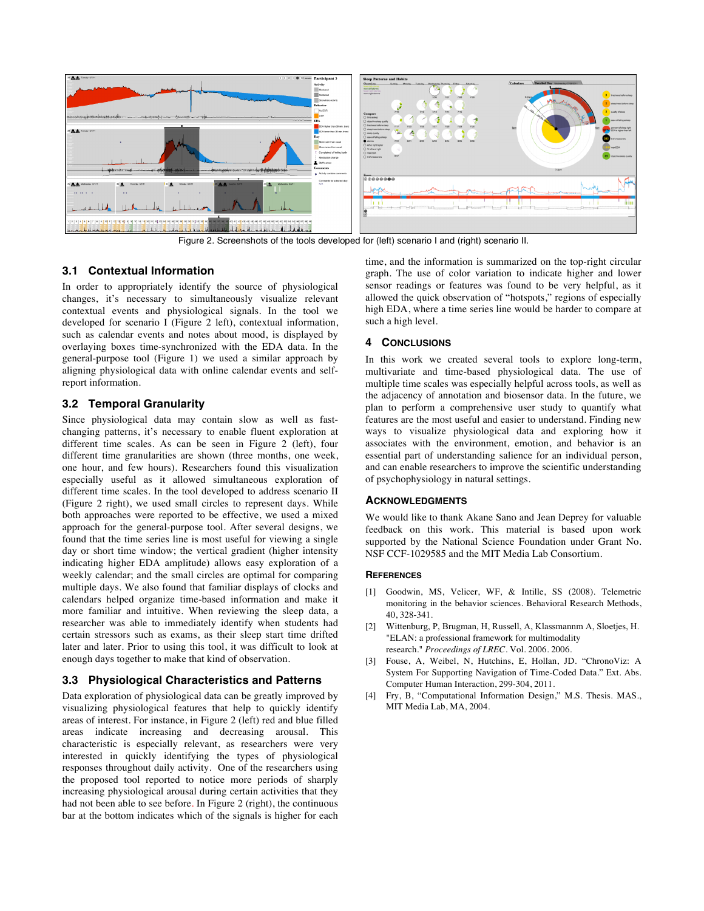Figure 2. Screenshots of the tools developed for (left) scenario I and (right) scenario II.

## 3.1 Contextual Information

In order to appropriately identify the source of physiological changes, it's necessary to simultaneously visualize relevant contextual events and physiological signals. In the tool we developed for scenario I (Figure 2 left), contextual information, such as calendar events and notes about mood, is displayed by overlaying boxes time-synchronized with the EDA data. In the general-purpose tool (Figure 1) we used a similar approach by aligning physiological data with online calendar events and self-report information.

## 3.2 Temporal Granularity

Since physiological data may contain slow as well as fast-changing patterns, it's necessary to enable fluent exploration at different time scales. As can be seen in Figure 2 (left), four different time granularities are shown (three months, one week, one hour, and few hours). Researchers found this visualization especially useful as it allowed simultaneous exploration of different time scales. In the tool developed to address scenario II (Figure 2 right), we used small circles to represent days. While both approaches were reported to be effective, we used a mixed approach for the general-purpose tool. After several designs, we found that the time series line is most useful for viewing a single day or short time window; the vertical gradient (higher intensity indicating higher EDA amplitude) allows easy exploration of a weekly calendar; and the small circles are optimal for comparing multiple days. We also found that familiar displays of clocks and calendars helped organize time-based information and make it more familiar and intuitive. When reviewing the sleep data, a researcher was able to immediately identify when students had certain stressors such as exams, as their sleep start time drifted later and later. Prior to using this tool, it was difficult to look at enough days together to make that kind of observation.

## 3.3 Physiological Characteristics and Patterns

Data exploration of physiological data can be greatly improved by visualizing physiological features that help to quickly identify areas of interest. For instance, in Figure 2 (left) red and blue filled areas indicate increasing and decreasing arousal. This characteristic is especially relevant, as researchers were very interested in quickly identifying the types of physiological responses throughout daily activity. One of the researchers using the proposed tool reported to notice more periods of sharply increasing physiological arousal during certain activities that they had not been able to see before. In Figure 2 (right), the continuous bar at the bottom indicates which of the signals is higher for each time, and the information is summarized on the top-right circular graph. The use of color variation to indicate higher and lower sensor readings or features was found to be very helpful, as it allowed the quick observation of "hotspots," regions of especially high EDA, where a time series line would be harder to compare at such a high level.

## 4 Conclusions

In this work we created several tools to explore long-term, multivariate and time-based physiological data. The use of multiple time scales was especially helpful across tools, as well as the adjacency of annotation and biosensor data. In the future, we plan to perform a comprehensive user study to quantify what features are the most useful and easier to understand. Finding new ways to visualize physiological data and exploring how it associates with the environment, emotion, and behavior is an essential part of understanding salience for an individual person, and can enable researchers to improve the scientific understanding of psychophysiology in natural settings.

## Acknowledgements

We would like to thank Akane Sano and Jean Deprey for valuable feedback on this work. This material is based upon work supported by the National Science Foundation under Grant No. NSF CCF-1029585 and the MIT Media Lab Consortium.

## References

[1] Goodwin, MS, Velicer, WF, & Intille, SS (2008). Telemetric monitoring in the behavior sciences. Behavioral Research Methods, 40, 328-341.

[2] Wittenburg, P, Brugman, H, Russell, A, Klassmannm A, Sloetjes, H. "ELAN: a professional framework for multimodality research." *Proceedings of LREC*. Vol. 2006. 2006.

[3] Fouse, A, Weibel, N, Hutchins, E, Hollan, JD. "ChronoViz: A System For Supporting Navigation of Time-Coded Data." Ext. Abs. Computer Human Interaction, 299-304, 2011.

[4] Fry, B, "Computational Information Design," M.S. Thesis. MAS., MIT Media Lab, MA, 2004.